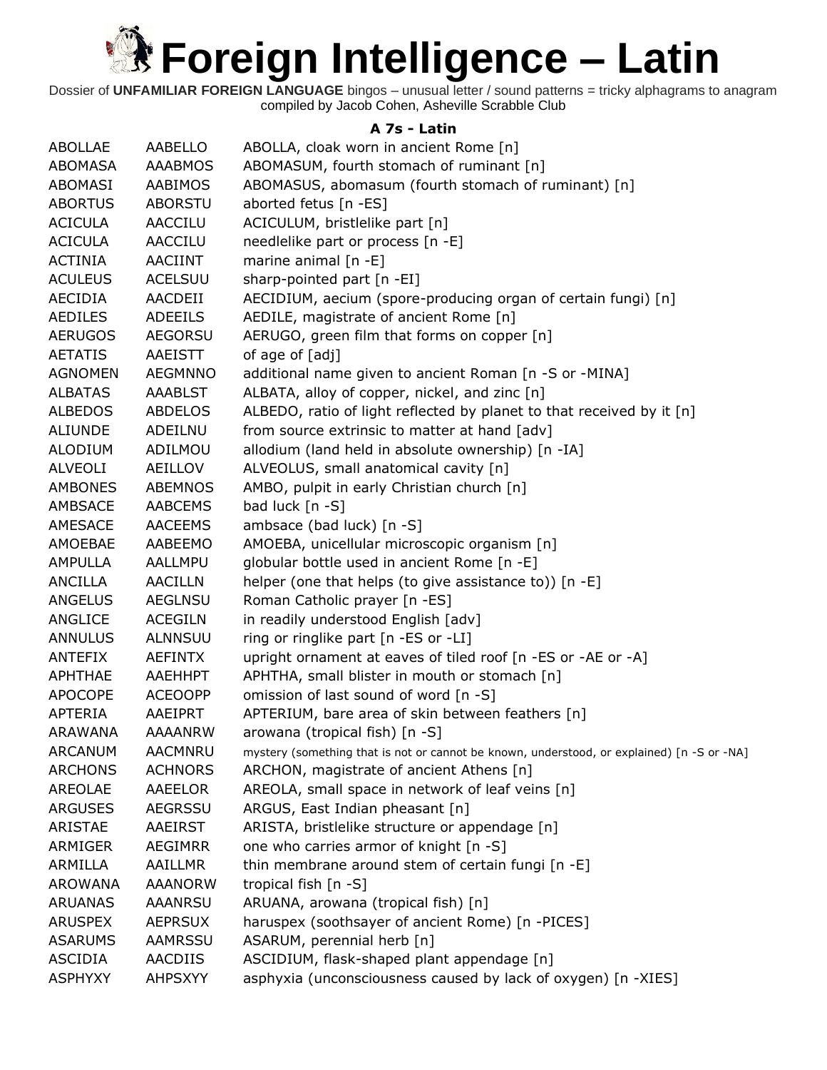# Foreign Intelligence – Latin

Dossier of **UNFAMILIAR FOREIGN LANGUAGE** bingos – unusual letter / sound patterns = tricky alphagrams to anagram
compiled by Jacob Cohen, Asheville Scrabble Club

### A 7s - Latin

| | | |
|---|---|---|
| ABOLLAE | AABELLO | ABOLLA, cloak worn in ancient Rome [n] |
| ABOMASA | AAABMOS | ABOMASUM, fourth stomach of ruminant [n] |
| ABOMASI | AABIMOS | ABOMASUS, abomasum (fourth stomach of ruminant) [n] |
| ABORTUS | ABORSTU | aborted fetus [n -ES] |
| ACICULA | AACCILU | ACICULUM, bristlelike part [n] |
| ACICULA | AACCILU | needlelike part or process [n -E] |
| ACTINIA | AACIINT | marine animal [n -E] |
| ACULEUS | ACELSUU | sharp-pointed part [n -EI] |
| AECIDIA | AACDEII | AECIDIUM, aecium (spore-producing organ of certain fungi) [n] |
| AEDILES | ADEEILS | AEDILE, magistrate of ancient Rome [n] |
| AERUGOS | AEGORSU | AERUGO, green film that forms on copper [n] |
| AETATIS | AAEISTT | of age of [adj] |
| AGNOMEN | AEGMNNO | additional name given to ancient Roman [n -S or -MINA] |
| ALBATAS | AAABLST | ALBATA, alloy of copper, nickel, and zinc [n] |
| ALBEDOS | ABDELOS | ALBEDO, ratio of light reflected by planet to that received by it [n] |
| ALIUNDE | ADEILNU | from source extrinsic to matter at hand [adv] |
| ALODIUM | ADILMOU | allodium (land held in absolute ownership) [n -IA] |
| ALVEOLI | AEILLOV | ALVEOLUS, small anatomical cavity [n] |
| AMBONES | ABEMNOS | AMBO, pulpit in early Christian church [n] |
| AMBSACE | AABCEMS | bad luck [n -S] |
| AMESACE | AACEEMS | ambsace (bad luck) [n -S] |
| AMOEBAE | AABEEMO | AMOEBA, unicellular microscopic organism [n] |
| AMPULLA | AALLMPU | globular bottle used in ancient Rome [n -E] |
| ANCILLA | AACILLN | helper (one that helps (to give assistance to)) [n -E] |
| ANGELUS | AEGLNSU | Roman Catholic prayer [n -ES] |
| ANGLICE | ACEGILN | in readily understood English [adv] |
| ANNULUS | ALNNSUU | ring or ringlike part [n -ES or -LI] |
| ANTEFIX | AEFINTX | upright ornament at eaves of tiled roof [n -ES or -AE or -A] |
| APHTHAE | AAEHHPT | APHTHA, small blister in mouth or stomach [n] |
| APOCOPE | ACEOOPP | omission of last sound of word [n -S] |
| APTERIA | AAEIPRT | APTERIUM, bare area of skin between feathers [n] |
| ARAWANA | AAAANRW | arowana (tropical fish) [n -S] |
| ARCANUM | AACMNRU | mystery (something that is not or cannot be known, understood, or explained) [n -S or -NA] |
| ARCHONS | ACHNORS | ARCHON, magistrate of ancient Athens [n] |
| AREOLAE | AAEELOR | AREOLA, small space in network of leaf veins [n] |
| ARGUSES | AEGRSSU | ARGUS, East Indian pheasant [n] |
| ARISTAE | AAEIRST | ARISTA, bristlelike structure or appendage [n] |
| ARMIGER | AEGIMRR | one who carries armor of knight [n -S] |
| ARMILLA | AAILLMR | thin membrane around stem of certain fungi [n -E] |
| AROWANA | AAANORW | tropical fish [n -S] |
| ARUANAS | AAANRSU | ARUANA, arowana (tropical fish) [n] |
| ARUSPEX | AEPRSUX | haruspex (soothsayer of ancient Rome) [n -PICES] |
| ASARUMS | AAMRSSU | ASARUM, perennial herb [n] |
| ASCIDIA | AACDIIS | ASCIDIUM, flask-shaped plant appendage [n] |
| ASPHYXY | AHPSXYY | asphyxia (unconsciousness caused by lack of oxygen) [n -XIES] |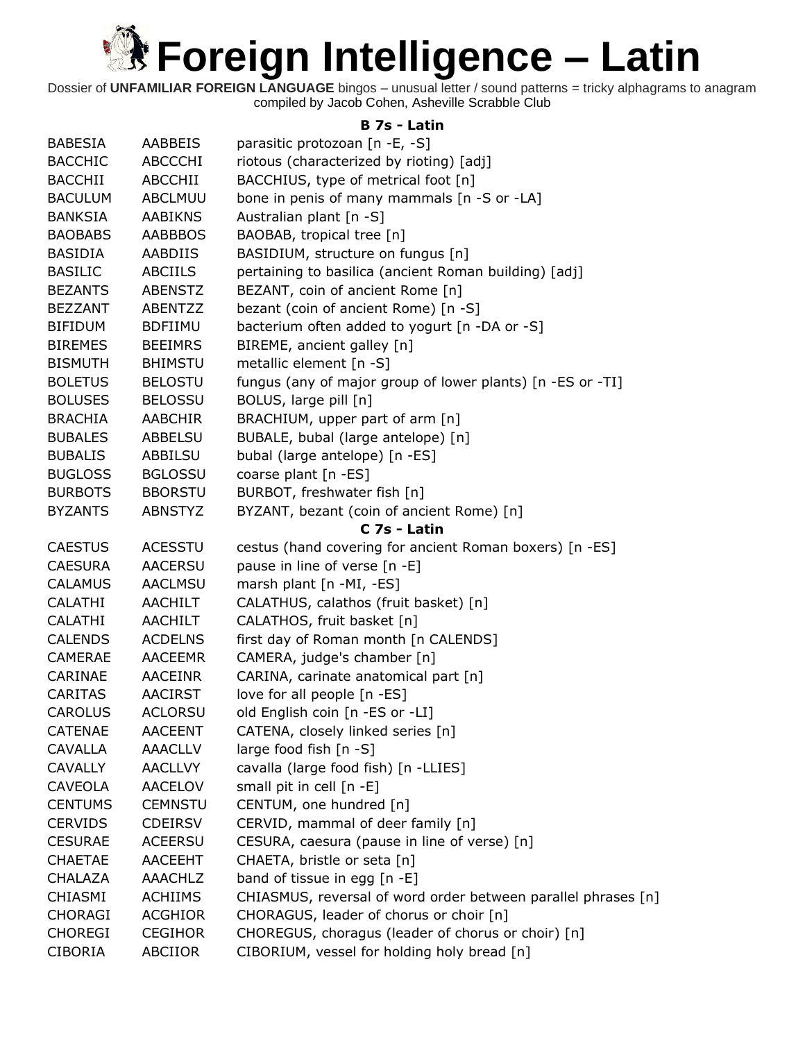# Foreign Intelligence – Latin

Dossier of **UNFAMILIAR FOREIGN LANGUAGE** bingos – unusual letter / sound patterns = tricky alphagrams to anagram compiled by Jacob Cohen, Asheville Scrabble Club

### B 7s - Latin

| | | |
|---|---|---|
| BABESIA | AABBEIS | parasitic protozoan [n -E, -S] |
| BACCHIC | ABCCCHI | riotous (characterized by rioting) [adj] |
| BACCHII | ABCCHII | BACCHIUS, type of metrical foot [n] |
| BACULUM | ABCLMUU | bone in penis of many mammals [n -S or -LA] |
| BANKSIA | AABIKNS | Australian plant [n -S] |
| BAOBABS | AABBBOS | BAOBAB, tropical tree [n] |
| BASIDIA | AABDIIS | BASIDIUM, structure on fungus [n] |
| BASILIC | ABCIILS | pertaining to basilica (ancient Roman building) [adj] |
| BEZANTS | ABENSTZ | BEZANT, coin of ancient Rome [n] |
| BEZZANT | ABENTZZ | bezant (coin of ancient Rome) [n -S] |
| BIFIDUM | BDFIIMU | bacterium often added to yogurt [n -DA or -S] |
| BIREMES | BEEIMRS | BIREME, ancient galley [n] |
| BISMUTH | BHIMSTU | metallic element [n -S] |
| BOLETUS | BELOSTU | fungus (any of major group of lower plants) [n -ES or -TI] |
| BOLUSES | BELOSSU | BOLUS, large pill [n] |
| BRACHIA | AABCHIR | BRACHIUM, upper part of arm [n] |
| BUBALES | ABBELSU | BUBALE, bubal (large antelope) [n] |
| BUBALIS | ABBILSU | bubal (large antelope) [n -ES] |
| BUGLOSS | BGLOSSU | coarse plant [n -ES] |
| BURBOTS | BBORSTU | BURBOT, freshwater fish [n] |
| BYZANTS | ABNSTYZ | BYZANT, bezant (coin of ancient Rome) [n] |

### C 7s - Latin

| | | |
|---|---|---|
| CAESTUS | ACESSTU | cestus (hand covering for ancient Roman boxers) [n -ES] |
| CAESURA | AACERSU | pause in line of verse [n -E] |
| CALAMUS | AACLMSU | marsh plant [n -MI, -ES] |
| CALATHI | AACHILT | CALATHUS, calathos (fruit basket) [n] |
| CALATHI | AACHILT | CALATHOS, fruit basket [n] |
| CALENDS | ACDELNS | first day of Roman month [n CALENDS] |
| CAMERAE | AACEEMR | CAMERA, judge's chamber [n] |
| CARINAE | AACEINR | CARINA, carinate anatomical part [n] |
| CARITAS | AACIRST | love for all people [n -ES] |
| CAROLUS | ACLORSU | old English coin [n -ES or -LI] |
| CATENAE | AACEENT | CATENA, closely linked series [n] |
| CAVALLA | AAACLLV | large food fish [n -S] |
| CAVALLY | AACLLVY | cavalla (large food fish) [n -LLIES] |
| CAVEOLA | AACELOV | small pit in cell [n -E] |
| CENTUMS | CEMNSTU | CENTUM, one hundred [n] |
| CERVIDS | CDEIRSV | CERVID, mammal of deer family [n] |
| CESURAE | ACEERSU | CESURA, caesura (pause in line of verse) [n] |
| CHAETAE | AACEEHT | CHAETA, bristle or seta [n] |
| CHALAZA | AAACHLZ | band of tissue in egg [n -E] |
| CHIASMI | ACHIIMS | CHIASMUS, reversal of word order between parallel phrases [n] |
| CHORAGI | ACGHIOR | CHORAGUS, leader of chorus or choir [n] |
| CHOREGI | CEGIHOR | CHOREGUS, choragus (leader of chorus or choir) [n] |
| CIBORIA | ABCIIOR | CIBORIUM, vessel for holding holy bread [n] |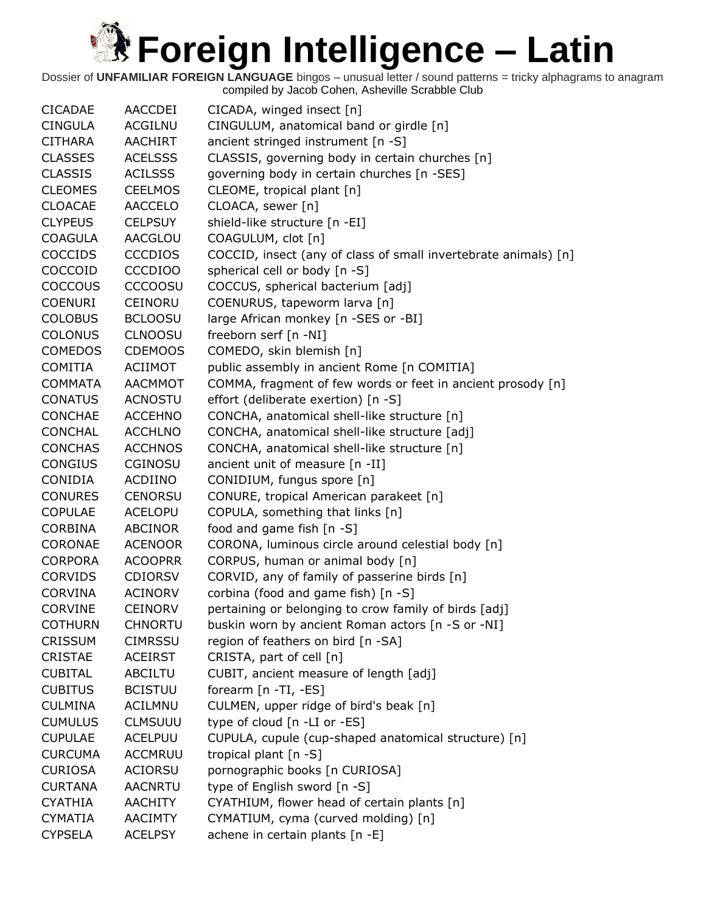# Foreign Intelligence – Latin

Dossier of **UNFAMILIAR FOREIGN LANGUAGE** bingos – unusual letter / sound patterns = tricky alphagrams to anagram
compiled by Jacob Cohen, Asheville Scrabble Club

| | | |
|---|---|---|
| CICADAE | AACCDEI | CICADA, winged insect [n] |
| CINGULA | ACGILNU | CINGULUM, anatomical band or girdle [n] |
| CITHARA | AACHIRT | ancient stringed instrument [n -S] |
| CLASSES | ACELSSS | CLASSIS, governing body in certain churches [n] |
| CLASSIS | ACILSSS | governing body in certain churches [n -SES] |
| CLEOMES | CEELMOS | CLEOME, tropical plant [n] |
| CLOACAE | AACCELO | CLOACA, sewer [n] |
| CLYPEUS | CELPSUY | shield-like structure [n -EI] |
| COAGULA | AACGLOU | COAGULUM, clot [n] |
| COCCIDS | CCCDIOS | COCCID, insect (any of class of small invertebrate animals) [n] |
| COCCOID | CCCDIOO | spherical cell or body [n -S] |
| COCCOUS | CCCOOSU | COCCUS, spherical bacterium [adj] |
| COENURI | CEINORU | COENURUS, tapeworm larva [n] |
| COLOBUS | BCLOOSU | large African monkey [n -SES or -BI] |
| COLONUS | CLNOOSU | freeborn serf [n -NI] |
| COMEDOS | CDEMOOS | COMEDO, skin blemish [n] |
| COMITIA | ACIIMOT | public assembly in ancient Rome [n COMITIA] |
| COMMATA | AACMMOT | COMMA, fragment of few words or feet in ancient prosody [n] |
| CONATUS | ACNOSTU | effort (deliberate exertion) [n -S] |
| CONCHAE | ACCEHNO | CONCHA, anatomical shell-like structure [n] |
| CONCHAL | ACCHLNO | CONCHA, anatomical shell-like structure [adj] |
| CONCHAS | ACCHNOS | CONCHA, anatomical shell-like structure [n] |
| CONGIUS | CGINOSU | ancient unit of measure [n -II] |
| CONIDIA | ACDIINO | CONIDIUM, fungus spore [n] |
| CONURES | CENORSU | CONURE, tropical American parakeet [n] |
| COPULAE | ACELOPU | COPULA, something that links [n] |
| CORBINA | ABCINOR | food and game fish [n -S] |
| CORONAE | ACENOOR | CORONA, luminous circle around celestial body [n] |
| CORPORA | ACOOPRR | CORPUS, human or animal body [n] |
| CORVIDS | CDIORSV | CORVID, any of family of passerine birds [n] |
| CORVINA | ACINORV | corbina (food and game fish) [n -S] |
| CORVINE | CEINORV | pertaining or belonging to crow family of birds [adj] |
| COTHURN | CHNORTU | buskin worn by ancient Roman actors [n -S or -NI] |
| CRISSUM | CIMRSSU | region of feathers on bird [n -SA] |
| CRISTAE | ACEIRST | CRISTA, part of cell [n] |
| CUBITAL | ABCILTU | CUBIT, ancient measure of length [adj] |
| CUBITUS | BCISTUU | forearm [n -TI, -ES] |
| CULMINA | ACILMNU | CULMEN, upper ridge of bird's beak [n] |
| CUMULUS | CLMSUUU | type of cloud [n -LI or -ES] |
| CUPULAE | ACELPUU | CUPULA, cupule (cup-shaped anatomical structure) [n] |
| CURCUMA | ACCMRUU | tropical plant [n -S] |
| CURIOSA | ACIORSU | pornographic books [n CURIOSA] |
| CURTANA | AACNRTU | type of English sword [n -S] |
| CYATHIA | AACHITY | CYATHIUM, flower head of certain plants [n] |
| CYMATIA | AACIMTY | CYMATIUM, cyma (curved molding) [n] |
| CYPSELA | ACELPSY | achene in certain plants [n -E] |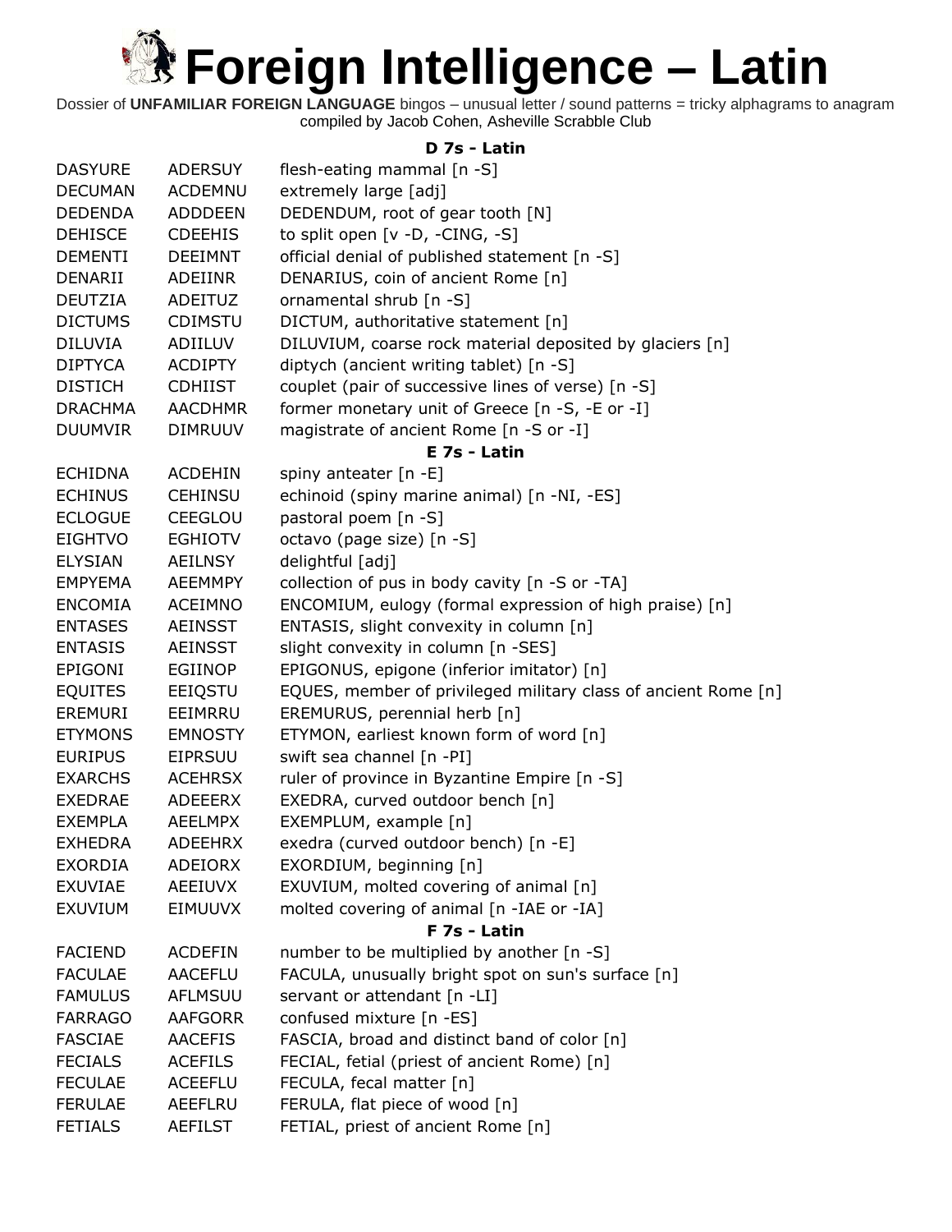# Foreign Intelligence – Latin

Dossier of **UNFAMILIAR FOREIGN LANGUAGE** bingos – unusual letter / sound patterns = tricky alphagrams to anagram compiled by Jacob Cohen, Asheville Scrabble Club

### D 7s - Latin

| | | |
|---|---|---|
| DASYURE | ADERSUY | flesh-eating mammal [n -S] |
| DECUMAN | ACDEMNU | extremely large [adj] |
| DEDENDA | ADDDEEN | DEDENDUM, root of gear tooth [N] |
| DEHISCE | CDEEHIS | to split open [v -D, -CING, -S] |
| DEMENTI | DEEIMNT | official denial of published statement [n -S] |
| DENARII | ADEIINR | DENARIUS, coin of ancient Rome [n] |
| DEUTZIA | ADEITUZ | ornamental shrub [n -S] |
| DICTUMS | CDIMSTU | DICTUM, authoritative statement [n] |
| DILUVIA | ADIILUV | DILUVIUM, coarse rock material deposited by glaciers [n] |
| DIPTYCA | ACDIPTY | diptych (ancient writing tablet) [n -S] |
| DISTICH | CDHIIST | couplet (pair of successive lines of verse) [n -S] |
| DRACHMA | AACDHMR | former monetary unit of Greece [n -S, -E or -I] |
| DUUMVIR | DIMRUUV | magistrate of ancient Rome [n -S or -I] |

### E 7s - Latin

| | | |
|---|---|---|
| ECHIDNA | ACDEHIN | spiny anteater [n -E] |
| ECHINUS | CEHINSU | echinoid (spiny marine animal) [n -NI, -ES] |
| ECLOGUE | CEEGLOU | pastoral poem [n -S] |
| EIGHTVO | EGHIOTV | octavo (page size) [n -S] |
| ELYSIAN | AEILNSY | delightful [adj] |
| EMPYEMA | AEEMMPY | collection of pus in body cavity [n -S or -TA] |
| ENCOMIA | ACEIMNO | ENCOMIUM, eulogy (formal expression of high praise) [n] |
| ENTASES | AEINSST | ENTASIS, slight convexity in column [n] |
| ENTASIS | AEINSST | slight convexity in column [n -SES] |
| EPIGONI | EGIINOP | EPIGONUS, epigone (inferior imitator) [n] |
| EQUITES | EEIQSTU | EQUES, member of privileged military class of ancient Rome [n] |
| EREMURI | EEIMRRU | EREMURUS, perennial herb [n] |
| ETYMONS | EMNOSTY | ETYMON, earliest known form of word [n] |
| EURIPUS | EIPRSUU | swift sea channel [n -PI] |
| EXARCHS | ACEHRSX | ruler of province in Byzantine Empire [n -S] |
| EXEDRAE | ADEEERX | EXEDRA, curved outdoor bench [n] |
| EXEMPLA | AEELMPX | EXEMPLUM, example [n] |
| EXHEDRA | ADEEHRX | exedra (curved outdoor bench) [n -E] |
| EXORDIA | ADEIORX | EXORDIUM, beginning [n] |
| EXUVIAE | AEEIUVX | EXUVIUM, molted covering of animal [n] |
| EXUVIUM | EIMUUVX | molted covering of animal [n -IAE or -IA] |

### F 7s - Latin

| | | |
|---|---|---|
| FACIEND | ACDEFIN | number to be multiplied by another [n -S] |
| FACULAE | AACEFLU | FACULA, unusually bright spot on sun's surface [n] |
| FAMULUS | AFLMSUU | servant or attendant [n -LI] |
| FARRAGO | AAFGORR | confused mixture [n -ES] |
| FASCIAE | AACEFIS | FASCIA, broad and distinct band of color [n] |
| FECIALS | ACEFILS | FECIAL, fetial (priest of ancient Rome) [n] |
| FECULAE | ACEEFLU | FECULA, fecal matter [n] |
| FERULAE | AEEFLRU | FERULA, flat piece of wood [n] |
| FETIALS | AEFILST | FETIAL, priest of ancient Rome [n] |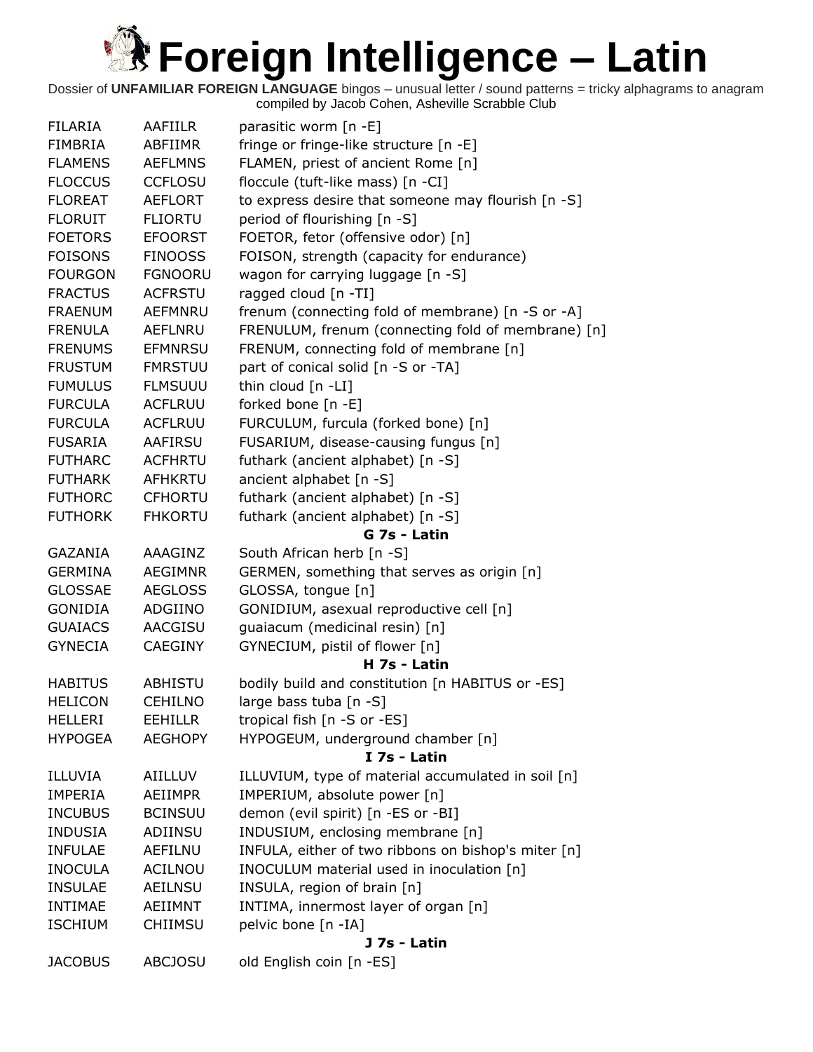# Foreign Intelligence – Latin

Dossier of **UNFAMILIAR FOREIGN LANGUAGE** bingos – unusual letter / sound patterns = tricky alphagrams to anagram
compiled by Jacob Cohen, Asheville Scrabble Club

| | | |
|---|---|---|
| FILARIA | AAFIILR | parasitic worm [n -E] |
| FIMBRIA | ABFIIMR | fringe or fringe-like structure [n -E] |
| FLAMENS | AEFLMNS | FLAMEN, priest of ancient Rome [n] |
| FLOCCUS | CCFLOSU | floccule (tuft-like mass) [n -CI] |
| FLOREAT | AEFLORT | to express desire that someone may flourish [n -S] |
| FLORUIT | FLIORTU | period of flourishing [n -S] |
| FOETORS | EFOORST | FOETOR, fetor (offensive odor) [n] |
| FOISONS | FINOOSS | FOISON, strength (capacity for endurance) |
| FOURGON | FGNOORU | wagon for carrying luggage [n -S] |
| FRACTUS | ACFRSTU | ragged cloud [n -TI] |
| FRAENUM | AEFMNRU | frenum (connecting fold of membrane) [n -S or -A] |
| FRENULA | AEFLNRU | FRENULUM, frenum (connecting fold of membrane) [n] |
| FRENUMS | EFMNRSU | FRENUM, connecting fold of membrane [n] |
| FRUSTUM | FMRSTUU | part of conical solid [n -S or -TA] |
| FUMULUS | FLMSUUU | thin cloud [n -LI] |
| FURCULA | ACFLRUU | forked bone [n -E] |
| FURCULA | ACFLRUU | FURCULUM, furcula (forked bone) [n] |
| FUSARIA | AAFIRSU | FUSARIUM, disease-causing fungus [n] |
| FUTHARC | ACFHRTU | futhark (ancient alphabet) [n -S] |
| FUTHARK | AFHKRTU | ancient alphabet [n -S] |
| FUTHORC | CFHORTU | futhark (ancient alphabet) [n -S] |
| FUTHORK | FHKORTU | futhark (ancient alphabet) [n -S] |
| | | **G 7s - Latin** |
| GAZANIA | AAAGINZ | South African herb [n -S] |
| GERMINA | AEGIMNR | GERMEN, something that serves as origin [n] |
| GLOSSAE | AEGLOSS | GLOSSA, tongue [n] |
| GONIDIA | ADGIINO | GONIDIUM, asexual reproductive cell [n] |
| GUAIACS | AACGISU | guaiacum (medicinal resin) [n] |
| GYNECIA | CAEGINY | GYNECIUM, pistil of flower [n] |
| | | **H 7s - Latin** |
| HABITUS | ABHISTU | bodily build and constitution [n HABITUS or -ES] |
| HELICON | CEHILNO | large bass tuba [n -S] |
| HELLERI | EEHILLR | tropical fish [n -S or -ES] |
| HYPOGEA | AEGHOPY | HYPOGEUM, underground chamber [n] |
| | | **I 7s - Latin** |
| ILLUVIA | AIILLUV | ILLUVIUM, type of material accumulated in soil [n] |
| IMPERIA | AEIIMPR | IMPERIUM, absolute power [n] |
| INCUBUS | BCINSUU | demon (evil spirit) [n -ES or -BI] |
| INDUSIA | ADIINSU | INDUSIUM, enclosing membrane [n] |
| INFULAE | AEFILNU | INFULA, either of two ribbons on bishop's miter [n] |
| INOCULA | ACILNOU | INOCULUM material used in inoculation [n] |
| INSULAE | AEILNSU | INSULA, region of brain [n] |
| INTIMAE | AEIIMNT | INTIMA, innermost layer of organ [n] |
| ISCHIUM | CHIIMSU | pelvic bone [n -IA] |
| | | **J 7s - Latin** |
| JACOBUS | ABCJOSU | old English coin [n -ES] |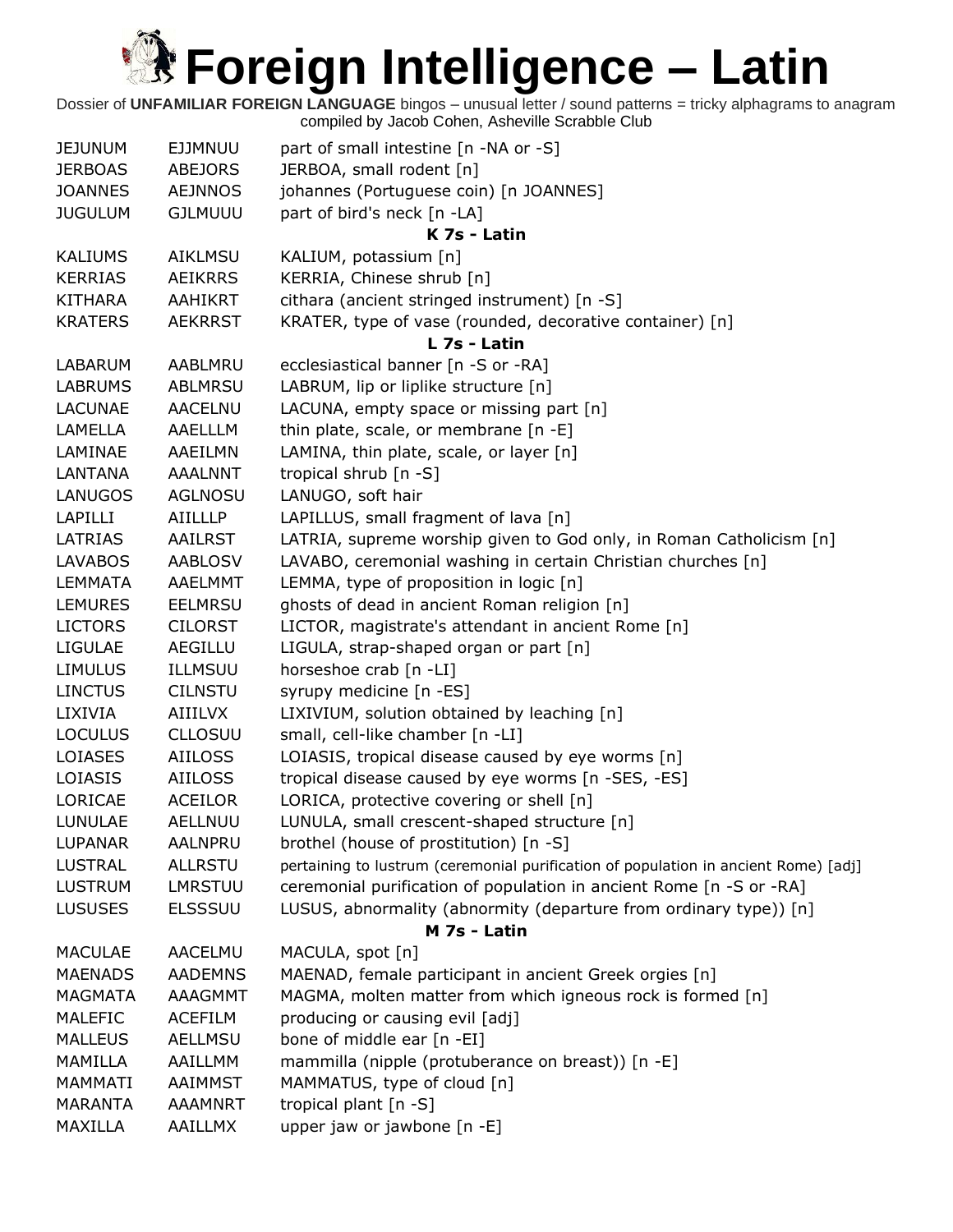# Foreign Intelligence – Latin

Dossier of **UNFAMILIAR FOREIGN LANGUAGE** bingos – unusual letter / sound patterns = tricky alphagrams to anagram compiled by Jacob Cohen, Asheville Scrabble Club

| | | |
|---|---|---|
| JEJUNUM | EJJMNUU | part of small intestine [n -NA or -S] |
| JERBOAS | ABEJORS | JERBOA, small rodent [n] |
| JOANNES | AEJNNOS | johannes (Portuguese coin) [n JOANNES] |
| JUGULUM | GJLMUUU | part of bird's neck [n -LA] |
| | | **K 7s - Latin** |
| KALIUMS | AIKLMSU | KALIUM, potassium [n] |
| KERRIAS | AEIKRRS | KERRIA, Chinese shrub [n] |
| KITHARA | AAHIKRT | cithara (ancient stringed instrument) [n -S] |
| KRATERS | AEKRRST | KRATER, type of vase (rounded, decorative container) [n] |
| | | **L 7s - Latin** |
| LABARUM | AABLMRU | ecclesiastical banner [n -S or -RA] |
| LABRUMS | ABLMRSU | LABRUM, lip or liplike structure [n] |
| LACUNAE | AACELNU | LACUNA, empty space or missing part [n] |
| LAMELLA | AAELLLM | thin plate, scale, or membrane [n -E] |
| LAMINAE | AAEILMN | LAMINA, thin plate, scale, or layer [n] |
| LANTANA | AAALNNT | tropical shrub [n -S] |
| LANUGOS | AGLNOSU | LANUGO, soft hair |
| LAPILLI | AIILLLP | LAPILLUS, small fragment of lava [n] |
| LATRIAS | AAILRST | LATRIA, supreme worship given to God only, in Roman Catholicism [n] |
| LAVABOS | AABLOSV | LAVABO, ceremonial washing in certain Christian churches [n] |
| LEMMATA | AAELMMT | LEMMA, type of proposition in logic [n] |
| LEMURES | EELMRSU | ghosts of dead in ancient Roman religion [n] |
| LICTORS | CILORST | LICTOR, magistrate's attendant in ancient Rome [n] |
| LIGULAE | AEGILLU | LIGULA, strap-shaped organ or part [n] |
| LIMULUS | ILLMSUU | horseshoe crab [n -LI] |
| LINCTUS | CILNSTU | syrupy medicine [n -ES] |
| LIXIVIA | AIIILVX | LIXIVIUM, solution obtained by leaching [n] |
| LOCULUS | CLLOSUU | small, cell-like chamber [n -LI] |
| LOIASES | AIILOSS | LOIASIS, tropical disease caused by eye worms [n] |
| LOIASIS | AIILOSS | tropical disease caused by eye worms [n -SES, -ES] |
| LORICAE | ACEILOR | LORICA, protective covering or shell [n] |
| LUNULAE | AELLNUU | LUNULA, small crescent-shaped structure [n] |
| LUPANAR | AALNPRU | brothel (house of prostitution) [n -S] |
| LUSTRAL | ALLRSTU | pertaining to lustrum (ceremonial purification of population in ancient Rome) [adj] |
| LUSTRUM | LMRSTUU | ceremonial purification of population in ancient Rome [n -S or -RA] |
| LUSUSES | ELSSSUU | LUSUS, abnormality (abnormity (departure from ordinary type)) [n] |
| | | **M 7s - Latin** |
| MACULAE | AACELMU | MACULA, spot [n] |
| MAENADS | AADEMNS | MAENAD, female participant in ancient Greek orgies [n] |
| MAGMATA | AAAGMMT | MAGMA, molten matter from which igneous rock is formed [n] |
| MALEFIC | ACEFILM | producing or causing evil [adj] |
| MALLEUS | AELLMSU | bone of middle ear [n -EI] |
| MAMILLA | AAILLMM | mammilla (nipple (protuberance on breast)) [n -E] |
| MAMMATI | AAIMMST | MAMMATUS, type of cloud [n] |
| MARANTA | AAAMNRT | tropical plant [n -S] |
| MAXILLA | AAILLMX | upper jaw or jawbone [n -E] |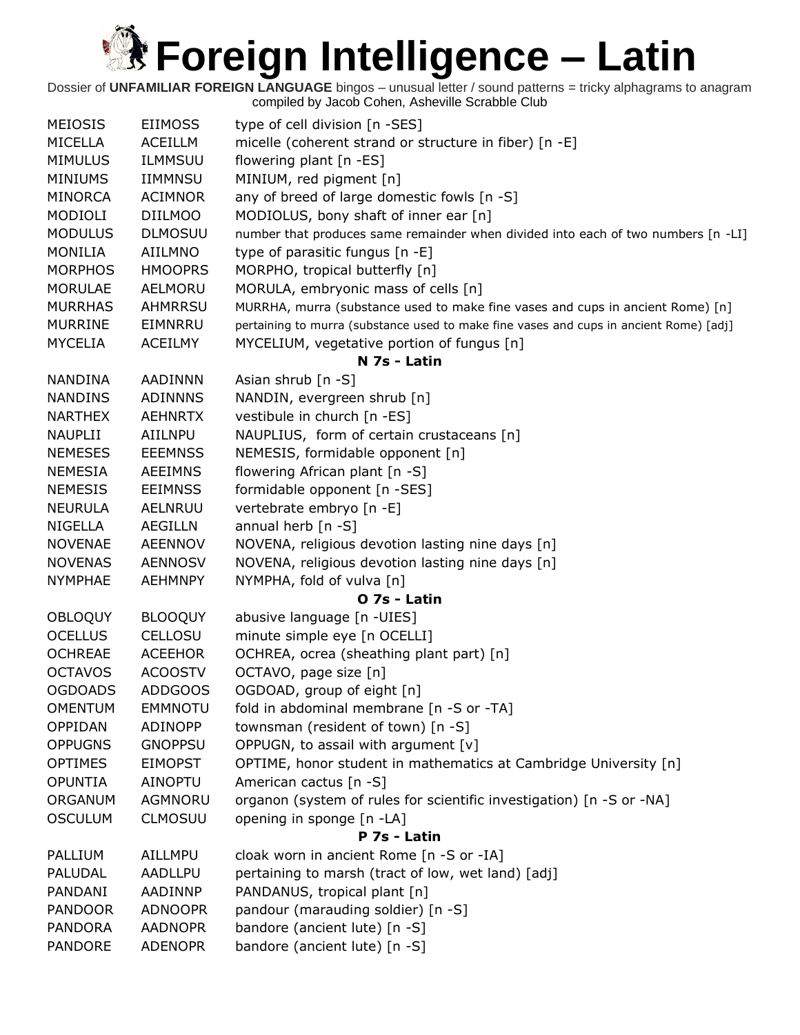# Foreign Intelligence – Latin

Dossier of **UNFAMILIAR FOREIGN LANGUAGE** bingos – unusual letter / sound patterns = tricky alphagrams to anagram compiled by Jacob Cohen, Asheville Scrabble Club

| | | |
|---|---|---|
| MEIOSIS | EIIMOSS | type of cell division [n -SES] |
| MICELLA | ACEILLM | micelle (coherent strand or structure in fiber) [n -E] |
| MIMULUS | ILMMSUU | flowering plant [n -ES] |
| MINIUMS | IIMMNSU | MINIUM, red pigment [n] |
| MINORCA | ACIMNOR | any of breed of large domestic fowls [n -S] |
| MODIOLI | DIILMOO | MODIOLUS, bony shaft of inner ear [n] |
| MODULUS | DLMOSUU | number that produces same remainder when divided into each of two numbers [n -LI] |
| MONILIA | AIILMNO | type of parasitic fungus [n -E] |
| MORPHOS | HMOOPRS | MORPHO, tropical butterfly [n] |
| MORULAE | AELMORU | MORULA, embryonic mass of cells [n] |
| MURRHAS | AHMRRSU | MURRHA, murra (substance used to make fine vases and cups in ancient Rome) [n] |
| MURRINE | EIMNRRU | pertaining to murra (substance used to make fine vases and cups in ancient Rome) [adj] |
| MYCELIA | ACEILMY | MYCELIUM, vegetative portion of fungus [n] |
| | | **N 7s - Latin** |
| NANDINA | AADINNN | Asian shrub [n -S] |
| NANDINS | ADINNNS | NANDIN, evergreen shrub [n] |
| NARTHEX | AEHNRTX | vestibule in church [n -ES] |
| NAUPLII | AIILNPU | NAUPLIUS, form of certain crustaceans [n] |
| NEMESES | EEEMNSS | NEMESIS, formidable opponent [n] |
| NEMESIA | AEEIMNS | flowering African plant [n -S] |
| NEMESIS | EEIMNSS | formidable opponent [n -SES] |
| NEURULA | AELNRUU | vertebrate embryo [n -E] |
| NIGELLA | AEGILLN | annual herb [n -S] |
| NOVENAE | AEENNOV | NOVENA, religious devotion lasting nine days [n] |
| NOVENAS | AENNOSV | NOVENA, religious devotion lasting nine days [n] |
| NYMPHAE | AEHMNPY | NYMPHA, fold of vulva [n] |
| | | **O 7s - Latin** |
| OBLOQUY | BLOOQUY | abusive language [n -UIES] |
| OCELLUS | CELLOSU | minute simple eye [n OCELLI] |
| OCHREAE | ACEEHOR | OCHREA, ocrea (sheathing plant part) [n] |
| OCTAVOS | ACOOSTV | OCTAVO, page size [n] |
| OGDOADS | ADDGOOS | OGDOAD, group of eight [n] |
| OMENTUM | EMMNOTU | fold in abdominal membrane [n -S or -TA] |
| OPPIDAN | ADINOPP | townsman (resident of town) [n -S] |
| OPPUGNS | GNOPPSU | OPPUGN, to assail with argument [v] |
| OPTIMES | EIMOPST | OPTIME, honor student in mathematics at Cambridge University [n] |
| OPUNTIA | AINOPTU | American cactus [n -S] |
| ORGANUM | AGMNORU | organon (system of rules for scientific investigation) [n -S or -NA] |
| OSCULUM | CLMOSUU | opening in sponge [n -LA] |
| | | **P 7s - Latin** |
| PALLIUM | AILLMPU | cloak worn in ancient Rome [n -S or -IA] |
| PALUDAL | AADLLPU | pertaining to marsh (tract of low, wet land) [adj] |
| PANDANI | AADINNP | PANDANUS, tropical plant [n] |
| PANDOOR | ADNOOPR | pandour (marauding soldier) [n -S] |
| PANDORA | AADNOPR | bandore (ancient lute) [n -S] |
| PANDORE | ADENOPR | bandore (ancient lute) [n -S] |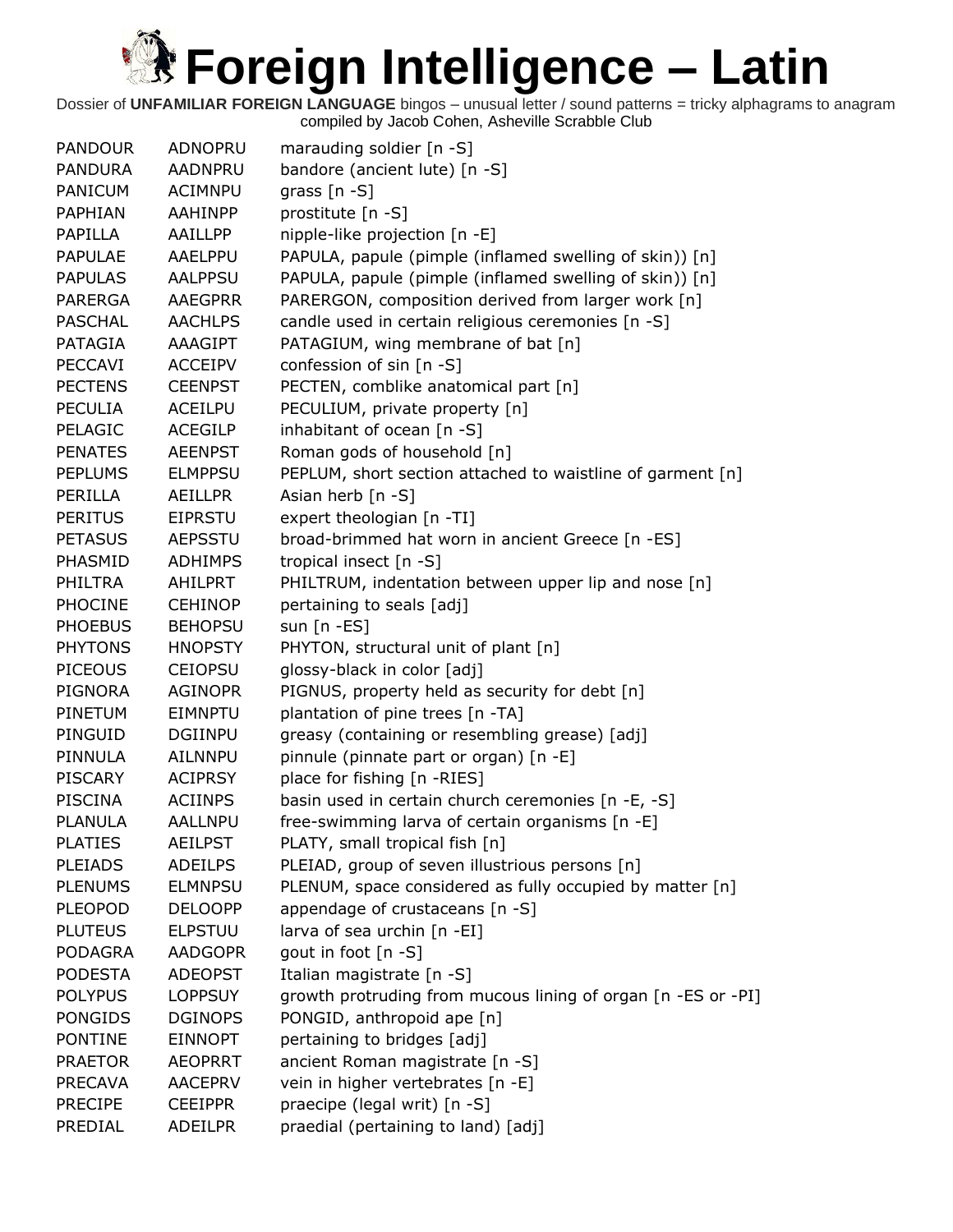# Foreign Intelligence – Latin

Dossier of **UNFAMILIAR FOREIGN LANGUAGE** bingos – unusual letter / sound patterns = tricky alphagrams to anagram
compiled by Jacob Cohen, Asheville Scrabble Club

| | | |
|---|---|---|
| PANDOUR | ADNOPRU | marauding soldier [n -S] |
| PANDURA | AADNPRU | bandore (ancient lute) [n -S] |
| PANICUM | ACIMNPU | grass [n -S] |
| PAPHIAN | AAHINPP | prostitute [n -S] |
| PAPILLA | AAILLPP | nipple-like projection [n -E] |
| PAPULAE | AAELPPU | PAPULA, papule (pimple (inflamed swelling of skin)) [n] |
| PAPULAS | AALPPSU | PAPULA, papule (pimple (inflamed swelling of skin)) [n] |
| PARERGA | AAEGPRR | PARERGON, composition derived from larger work [n] |
| PASCHAL | AACHLPS | candle used in certain religious ceremonies [n -S] |
| PATAGIA | AAAGIPT | PATAGIUM, wing membrane of bat [n] |
| PECCAVI | ACCEIPV | confession of sin [n -S] |
| PECTENS | CEENPST | PECTEN, comblike anatomical part [n] |
| PECULIA | ACEILPU | PECULIUM, private property [n] |
| PELAGIC | ACEGILP | inhabitant of ocean [n -S] |
| PENATES | AEENPST | Roman gods of household [n] |
| PEPLUMS | ELMPPSU | PEPLUM, short section attached to waistline of garment [n] |
| PERILLA | AEILLPR | Asian herb [n -S] |
| PERITUS | EIPRSTU | expert theologian [n -TI] |
| PETASUS | AEPSSTU | broad-brimmed hat worn in ancient Greece [n -ES] |
| PHASMID | ADHIMPS | tropical insect [n -S] |
| PHILTRA | AHILPRT | PHILTRUM, indentation between upper lip and nose [n] |
| PHOCINE | CEHINOP | pertaining to seals [adj] |
| PHOEBUS | BEHOPSU | sun [n -ES] |
| PHYTONS | HNOPSTY | PHYTON, structural unit of plant [n] |
| PICEOUS | CEIOPSU | glossy-black in color [adj] |
| PIGNORA | AGINOPR | PIGNUS, property held as security for debt [n] |
| PINETUM | EIMNPTU | plantation of pine trees [n -TA] |
| PINGUID | DGIINPU | greasy (containing or resembling grease) [adj] |
| PINNULA | AILNNPU | pinnule (pinnate part or organ) [n -E] |
| PISCARY | ACIPRSY | place for fishing [n -RIES] |
| PISCINA | ACIINPS | basin used in certain church ceremonies [n -E, -S] |
| PLANULA | AALLNPU | free-swimming larva of certain organisms [n -E] |
| PLATIES | AEILPST | PLATY, small tropical fish [n] |
| PLEIADS | ADEILPS | PLEIAD, group of seven illustrious persons [n] |
| PLENUMS | ELMNPSU | PLENUM, space considered as fully occupied by matter [n] |
| PLEOPOD | DELOOPP | appendage of crustaceans [n -S] |
| PLUTEUS | ELPSTUU | larva of sea urchin [n -EI] |
| PODAGRA | AADGOPR | gout in foot [n -S] |
| PODESTA | ADEOPST | Italian magistrate [n -S] |
| POLYPUS | LOPPSUY | growth protruding from mucous lining of organ [n -ES or -PI] |
| PONGIDS | DGINOPS | PONGID, anthropoid ape [n] |
| PONTINE | EINNOPT | pertaining to bridges [adj] |
| PRAETOR | AEOPRRT | ancient Roman magistrate [n -S] |
| PRECAVA | AACEPRV | vein in higher vertebrates [n -E] |
| PRECIPE | CEEIPPR | praecipe (legal writ) [n -S] |
| PREDIAL | ADEILPR | praedial (pertaining to land) [adj] |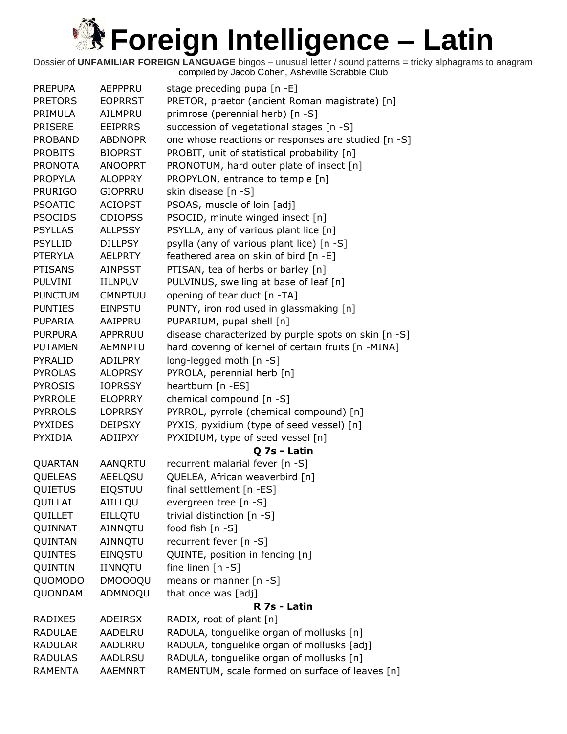# Foreign Intelligence – Latin

Dossier of **UNFAMILIAR FOREIGN LANGUAGE** bingos – unusual letter / sound patterns = tricky alphagrams to anagram
compiled by Jacob Cohen, Asheville Scrabble Club

| | | |
|---|---|---|
| PREPUPA | AEPPPRU | stage preceding pupa [n -E] |
| PRETORS | EOPRRST | PRETOR, praetor (ancient Roman magistrate) [n] |
| PRIMULA | AILMPRU | primrose (perennial herb) [n -S] |
| PRISERE | EEIPRRS | succession of vegetational stages [n -S] |
| PROBAND | ABDNOPR | one whose reactions or responses are studied [n -S] |
| PROBITS | BIOPRST | PROBIT, unit of statistical probability [n] |
| PRONOTA | ANOOPRT | PRONOTUM, hard outer plate of insect [n] |
| PROPYLA | ALOPPRY | PROPYLON, entrance to temple [n] |
| PRURIGO | GIOPRRU | skin disease [n -S] |
| PSOATIC | ACIOPST | PSOAS, muscle of loin [adj] |
| PSOCIDS | CDIOPSS | PSOCID, minute winged insect [n] |
| PSYLLAS | ALLPSSY | PSYLLA, any of various plant lice [n] |
| PSYLLID | DILLPSY | psylla (any of various plant lice) [n -S] |
| PTERYLA | AELPRTY | feathered area on skin of bird [n -E] |
| PTISANS | AINPSST | PTISAN, tea of herbs or barley [n] |
| PULVINI | IILNPUV | PULVINUS, swelling at base of leaf [n] |
| PUNCTUM | CMNPTUU | opening of tear duct [n -TA] |
| PUNTIES | EINPSTU | PUNTY, iron rod used in glassmaking [n] |
| PUPARIA | AAIPPRU | PUPARIUM, pupal shell [n] |
| PURPURA | APPRRUU | disease characterized by purple spots on skin [n -S] |
| PUTAMEN | AEMNPTU | hard covering of kernel of certain fruits [n -MINA] |
| PYRALID | ADILPRY | long-legged moth [n -S] |
| PYROLAS | ALOPRSY | PYROLA, perennial herb [n] |
| PYROSIS | IOPRSSY | heartburn [n -ES] |
| PYRROLE | ELOPRRY | chemical compound [n -S] |
| PYRROLS | LOPRRSY | PYRROL, pyrrole (chemical compound) [n] |
| PYXIDES | DEIPSXY | PYXIS, pyxidium (type of seed vessel) [n] |
| PYXIDIA | ADIIPXY | PYXIDIUM, type of seed vessel [n] |
| | | **Q 7s - Latin** |
| QUARTAN | AANQRTU | recurrent malarial fever [n -S] |
| QUELEAS | AEELQSU | QUELEA, African weaverbird [n] |
| QUIETUS | EIQSTUU | final settlement [n -ES] |
| QUILLAI | AIILLQU | evergreen tree [n -S] |
| QUILLET | EILLQTU | trivial distinction [n -S] |
| QUINNAT | AINNQTU | food fish [n -S] |
| QUINTAN | AINNQTU | recurrent fever [n -S] |
| QUINTES | EINQSTU | QUINTE, position in fencing [n] |
| QUINTIN | IINNQTU | fine linen [n -S] |
| QUOMODO | DMOOOQU | means or manner [n -S] |
| QUONDAM | ADMNOQU | that once was [adj] |
| | | **R 7s - Latin** |
| RADIXES | ADEIRSX | RADIX, root of plant [n] |
| RADULAE | AADELRU | RADULA, tonguelike organ of mollusks [n] |
| RADULAR | AADLRRU | RADULA, tonguelike organ of mollusks [adj] |
| RADULAS | AADLRSU | RADULA, tonguelike organ of mollusks [n] |
| RAMENTA | AAEMNRT | RAMENTUM, scale formed on surface of leaves [n] |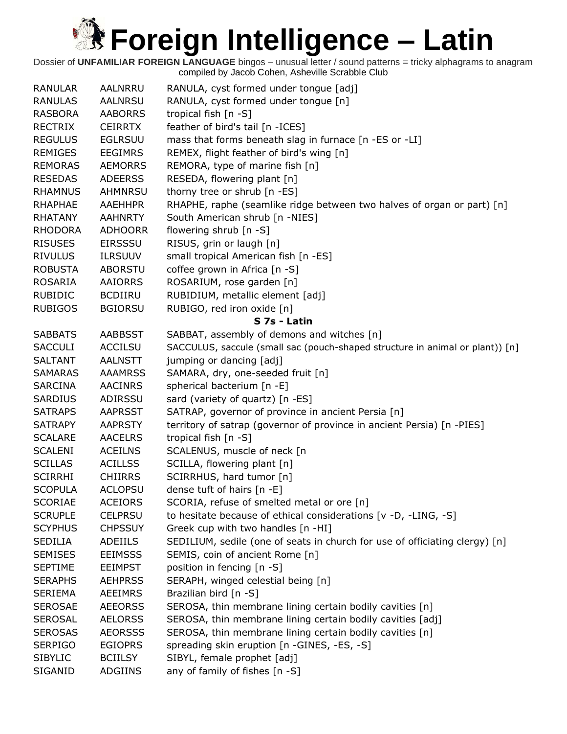# Foreign Intelligence – Latin

Dossier of **UNFAMILIAR FOREIGN LANGUAGE** bingos – unusual letter / sound patterns = tricky alphagrams to anagram compiled by Jacob Cohen, Asheville Scrabble Club

| | | |
|---|---|---|
| RANULAR | AALNRRU | RANULA, cyst formed under tongue [adj] |
| RANULAS | AALNRSU | RANULA, cyst formed under tongue [n] |
| RASBORA | AABORRS | tropical fish [n -S] |
| RECTRIX | CEIRRTX | feather of bird's tail [n -ICES] |
| REGULUS | EGLRSUU | mass that forms beneath slag in furnace [n -ES or -LI] |
| REMIGES | EEGIMRS | REMEX, flight feather of bird's wing [n] |
| REMORAS | AEMORRS | REMORA, type of marine fish [n] |
| RESEDAS | ADEERSS | RESEDA, flowering plant [n] |
| RHAMNUS | AHMNRSU | thorny tree or shrub [n -ES] |
| RHAPHAE | AAEHHPR | RHAPHE, raphe (seamlike ridge between two halves of organ or part) [n] |
| RHATANY | AAHNRTY | South American shrub [n -NIES] |
| RHODORA | ADHOORR | flowering shrub [n -S] |
| RISUSES | EIRSSSU | RISUS, grin or laugh [n] |
| RIVULUS | ILRSUUV | small tropical American fish [n -ES] |
| ROBUSTA | ABORSTU | coffee grown in Africa [n -S] |
| ROSARIA | AAIORRS | ROSARIUM, rose garden [n] |
| RUBIDIC | BCDIIRU | RUBIDIUM, metallic element [adj] |
| RUBIGOS | BGIORSU | RUBIGO, red iron oxide [n] |
| | | **S 7s - Latin** |
| SABBATS | AABBSST | SABBAT, assembly of demons and witches [n] |
| SACCULI | ACCILSU | SACCULUS, saccule (small sac (pouch-shaped structure in animal or plant)) [n] |
| SALTANT | AALNSTT | jumping or dancing [adj] |
| SAMARAS | AAAMRSS | SAMARA, dry, one-seeded fruit [n] |
| SARCINA | AACINRS | spherical bacterium [n -E] |
| SARDIUS | ADIRSSU | sard (variety of quartz) [n -ES] |
| SATRAPS | AAPRSST | SATRAP, governor of province in ancient Persia [n] |
| SATRAPY | AAPRSTY | territory of satrap (governor of province in ancient Persia) [n -PIES] |
| SCALARE | AACELRS | tropical fish [n -S] |
| SCALENI | ACEILNS | SCALENUS, muscle of neck [n |
| SCILLAS | ACILLSS | SCILLA, flowering plant [n] |
| SCIRRHI | CHIIRRS | SCIRRHUS, hard tumor [n] |
| SCOPULA | ACLOPSU | dense tuft of hairs [n -E] |
| SCORIAE | ACEIORS | SCORIA, refuse of smelted metal or ore [n] |
| SCRUPLE | CELPRSU | to hesitate because of ethical considerations [v -D, -LING, -S] |
| SCYPHUS | CHPSSUY | Greek cup with two handles [n -HI] |
| SEDILIA | ADEIILS | SEDILIUM, sedile (one of seats in church for use of officiating clergy) [n] |
| SEMISES | EEIMSSS | SEMIS, coin of ancient Rome [n] |
| SEPTIME | EEIMPST | position in fencing [n -S] |
| SERAPHS | AEHPRSS | SERAPH, winged celestial being [n] |
| SERIEMA | AEEIMRS | Brazilian bird [n -S] |
| SEROSAE | AEEORSS | SEROSA, thin membrane lining certain bodily cavities [n] |
| SEROSAL | AELORSS | SEROSA, thin membrane lining certain bodily cavities [adj] |
| SEROSAS | AEORSSS | SEROSA, thin membrane lining certain bodily cavities [n] |
| SERPIGO | EGIOPRS | spreading skin eruption [n -GINES, -ES, -S] |
| SIBYLIC | BCIILSY | SIBYL, female prophet [adj] |
| SIGANID | ADGIINS | any of family of fishes [n -S] |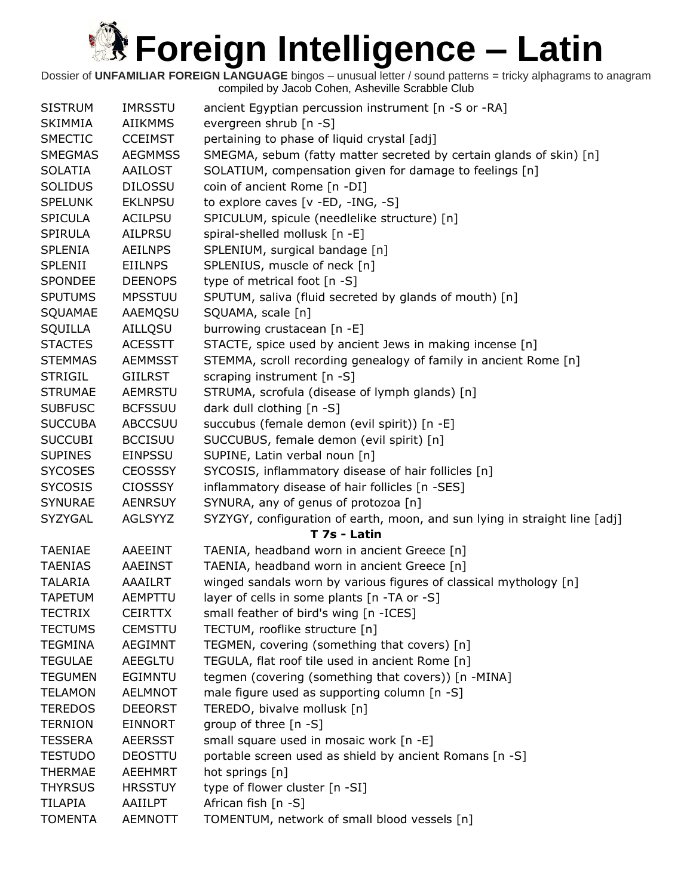# Foreign Intelligence – Latin

Dossier of **UNFAMILIAR FOREIGN LANGUAGE** bingos – unusual letter / sound patterns = tricky alphagrams to anagram
compiled by Jacob Cohen, Asheville Scrabble Club

| | | |
|---|---|---|
| SISTRUM | IMRSSTU | ancient Egyptian percussion instrument [n -S or -RA] |
| SKIMMIA | AIIKMMS | evergreen shrub [n -S] |
| SMECTIC | CCEIMST | pertaining to phase of liquid crystal [adj] |
| SMEGMAS | AEGMMSS | SMEGMA, sebum (fatty matter secreted by certain glands of skin) [n] |
| SOLATIA | AAILOST | SOLATIUM, compensation given for damage to feelings [n] |
| SOLIDUS | DILOSSU | coin of ancient Rome [n -DI] |
| SPELUNK | EKLNPSU | to explore caves [v -ED, -ING, -S] |
| SPICULA | ACILPSU | SPICULUM, spicule (needlelike structure) [n] |
| SPIRULA | AILPRSU | spiral-shelled mollusk [n -E] |
| SPLENIA | AEILNPS | SPLENIUM, surgical bandage [n] |
| SPLENII | EIILNPS | SPLENIUS, muscle of neck [n] |
| SPONDEE | DEENOPS | type of metrical foot [n -S] |
| SPUTUMS | MPSSTUU | SPUTUM, saliva (fluid secreted by glands of mouth) [n] |
| SQUAMAE | AAEMQSU | SQUAMA, scale [n] |
| SQUILLA | AILLQSU | burrowing crustacean [n -E] |
| STACTES | ACESSTT | STACTE, spice used by ancient Jews in making incense [n] |
| STEMMAS | AEMMSST | STEMMA, scroll recording genealogy of family in ancient Rome [n] |
| STRIGIL | GIILRST | scraping instrument [n -S] |
| STRUMAE | AEMRSTU | STRUMA, scrofula (disease of lymph glands) [n] |
| SUBFUSC | BCFSSUU | dark dull clothing [n -S] |
| SUCCUBA | ABCCSUU | succubus (female demon (evil spirit)) [n -E] |
| SUCCUBI | BCCISUU | SUCCUBUS, female demon (evil spirit) [n] |
| SUPINES | EINPSSU | SUPINE, Latin verbal noun [n] |
| SYCOSES | CEOSSSY | SYCOSIS, inflammatory disease of hair follicles [n] |
| SYCOSIS | CIOSSSY | inflammatory disease of hair follicles [n -SES] |
| SYNURAE | AENRSUY | SYNURA, any of genus of protozoa [n] |
| SYZYGAL | AGLSYYZ | SYZYGY, configuration of earth, moon, and sun lying in straight line [adj] |
| | | **T 7s - Latin** |
| TAENIAE | AAEEINT | TAENIA, headband worn in ancient Greece [n] |
| TAENIAS | AAEINST | TAENIA, headband worn in ancient Greece [n] |
| TALARIA | AAAILRT | winged sandals worn by various figures of classical mythology [n] |
| TAPETUM | AEMPTTU | layer of cells in some plants [n -TA or -S] |
| TECTRIX | CEIRTTX | small feather of bird's wing [n -ICES] |
| TECTUMS | CEMSTTU | TECTUM, rooflike structure [n] |
| TEGMINA | AEGIMNT | TEGMEN, covering (something that covers) [n] |
| TEGULAE | AEEGLTU | TEGULA, flat roof tile used in ancient Rome [n] |
| TEGUMEN | EGIMNTU | tegmen (covering (something that covers)) [n -MINA] |
| TELAMON | AELMNOT | male figure used as supporting column [n -S] |
| TEREDOS | DEEORST | TEREDO, bivalve mollusk [n] |
| TERNION | EINNORT | group of three [n -S] |
| TESSERA | AEERSST | small square used in mosaic work [n -E] |
| TESTUDO | DEOSTTU | portable screen used as shield by ancient Romans [n -S] |
| THERMAE | AEEHMRT | hot springs [n] |
| THYRSUS | HRSSTUY | type of flower cluster [n -SI] |
| TILAPIA | AAIILPT | African fish [n -S] |
| TOMENTA | AEMNOTT | TOMENTUM, network of small blood vessels [n] |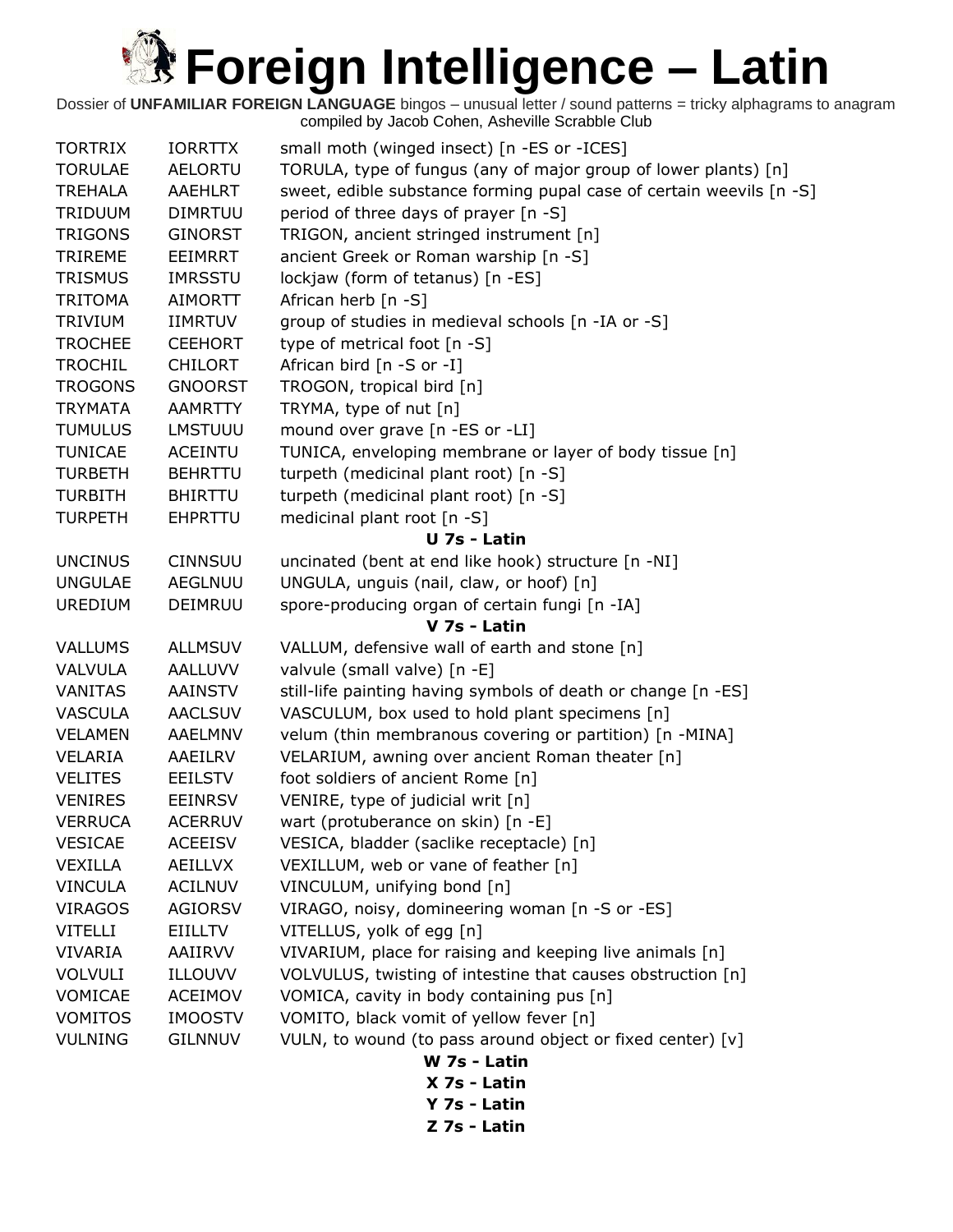# Foreign Intelligence – Latin

Dossier of **UNFAMILIAR FOREIGN LANGUAGE** bingos – unusual letter / sound patterns = tricky alphagrams to anagram
compiled by Jacob Cohen, Asheville Scrabble Club

| | | |
|---|---|---|
| TORTRIX | IORRTTX | small moth (winged insect) [n -ES or -ICES] |
| TORULAE | AELORTU | TORULA, type of fungus (any of major group of lower plants) [n] |
| TREHALA | AAEHLRT | sweet, edible substance forming pupal case of certain weevils [n -S] |
| TRIDUUM | DIMRTUU | period of three days of prayer [n -S] |
| TRIGONS | GINORST | TRIGON, ancient stringed instrument [n] |
| TRIREME | EEIMRRT | ancient Greek or Roman warship [n -S] |
| TRISMUS | IMRSSTU | lockjaw (form of tetanus) [n -ES] |
| TRITOMA | AIMORTT | African herb [n -S] |
| TRIVIUM | IIMRTUV | group of studies in medieval schools [n -IA or -S] |
| TROCHEE | CEEHORT | type of metrical foot [n -S] |
| TROCHIL | CHILORT | African bird [n -S or -I] |
| TROGONS | GNOORST | TROGON, tropical bird [n] |
| TRYMATA | AAMRTTY | TRYMA, type of nut [n] |
| TUMULUS | LMSTUUU | mound over grave [n -ES or -LI] |
| TUNICAE | ACEINTU | TUNICA, enveloping membrane or layer of body tissue [n] |
| TURBETH | BEHRTTU | turpeth (medicinal plant root) [n -S] |
| TURBITH | BHIRTTU | turpeth (medicinal plant root) [n -S] |
| TURPETH | EHPRTTU | medicinal plant root [n -S] |

**U 7s - Latin**

| | | |
|---|---|---|
| UNCINUS | CINNSUU | uncinated (bent at end like hook) structure [n -NI] |
| UNGULAE | AEGLNUU | UNGULA, unguis (nail, claw, or hoof) [n] |
| UREDIUM | DEIMRUU | spore-producing organ of certain fungi [n -IA] |

**V 7s - Latin**

| | | |
|---|---|---|
| VALLUMS | ALLMSUV | VALLUM, defensive wall of earth and stone [n] |
| VALVULA | AALLUVV | valvule (small valve) [n -E] |
| VANITAS | AAINSTV | still-life painting having symbols of death or change [n -ES] |
| VASCULA | AACLSUV | VASCULUM, box used to hold plant specimens [n] |
| VELAMEN | AAELMNV | velum (thin membranous covering or partition) [n -MINA] |
| VELARIA | AAEILRV | VELARIUM, awning over ancient Roman theater [n] |
| VELITES | EEILSTV | foot soldiers of ancient Rome [n] |
| VENIRES | EEINRSV | VENIRE, type of judicial writ [n] |
| VERRUCA | ACERRUV | wart (protuberance on skin) [n -E] |
| VESICAE | ACEEISV | VESICA, bladder (saclike receptacle) [n] |
| VEXILLA | AEILLVX | VEXILLUM, web or vane of feather [n] |
| VINCULA | ACILNUV | VINCULUM, unifying bond [n] |
| VIRAGOS | AGIORSV | VIRAGO, noisy, domineering woman [n -S or -ES] |
| VITELLI | EIILLTV | VITELLUS, yolk of egg [n] |
| VIVARIA | AAIIRVV | VIVARIUM, place for raising and keeping live animals [n] |
| VOLVULI | ILLOUVV | VOLVULUS, twisting of intestine that causes obstruction [n] |
| VOMICAE | ACEIMOV | VOMICA, cavity in body containing pus [n] |
| VOMITOS | IMOOSTV | VOMITO, black vomit of yellow fever [n] |
| VULNING | GILNNUV | VULN, to wound (to pass around object or fixed center) [v] |

**W 7s - Latin**

**X 7s - Latin**

**Y 7s - Latin**

**Z 7s - Latin**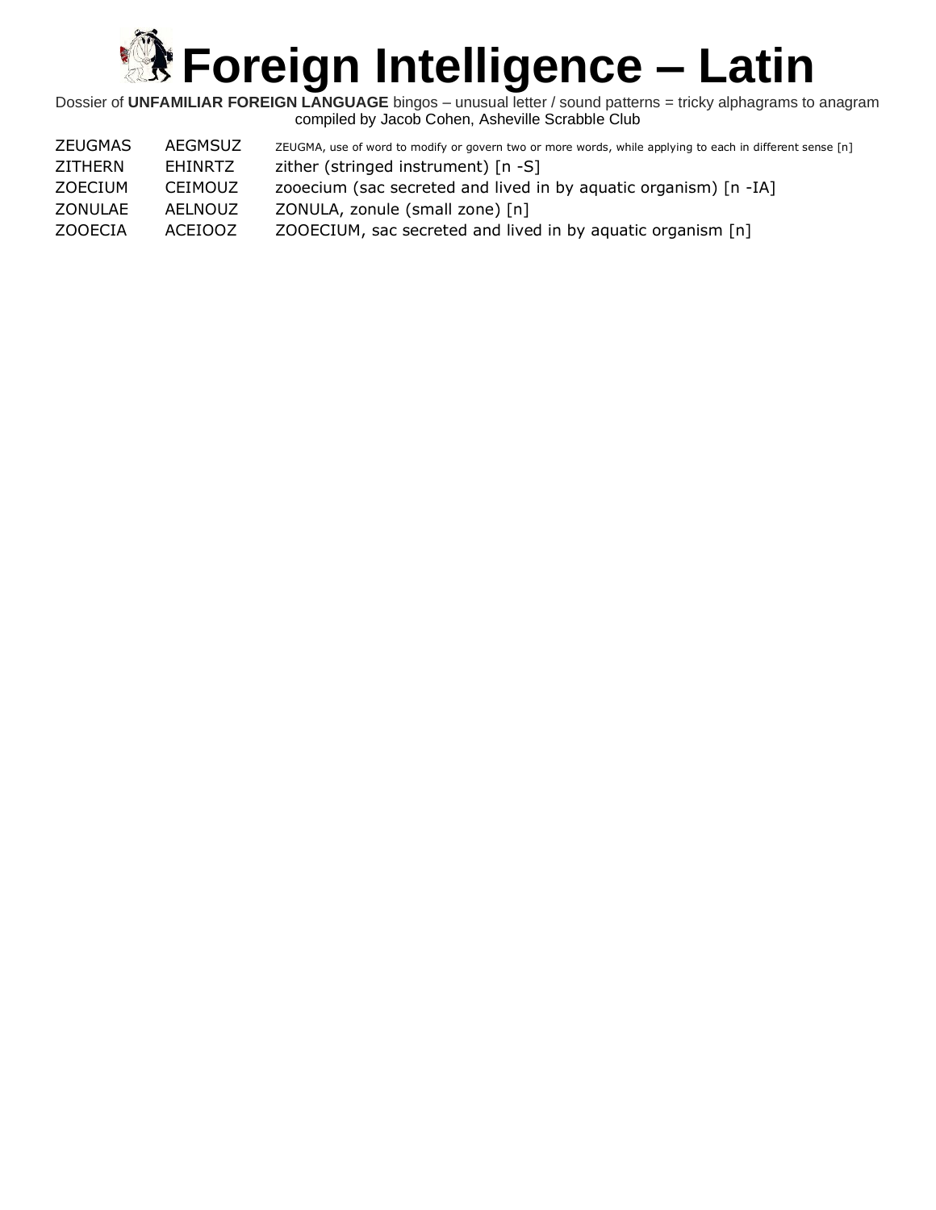# Foreign Intelligence – Latin

Dossier of **UNFAMILIAR FOREIGN LANGUAGE** bingos – unusual letter / sound patterns = tricky alphagrams to anagram
compiled by Jacob Cohen, Asheville Scrabble Club

| | | |
|---|---|---|
| ZEUGMAS | AEGMSUZ | ZEUGMA, use of word to modify or govern two or more words, while applying to each in different sense [n] |
| ZITHERN | EHINRTZ | zither (stringed instrument) [n -S] |
| ZOECIUM | CEIMOUZ | zooecium (sac secreted and lived in by aquatic organism) [n -IA] |
| ZONULAE | AELNOUZ | ZONULA, zonule (small zone) [n] |
| ZOOECIA | ACEIOOZ | ZOOECIUM, sac secreted and lived in by aquatic organism [n] |